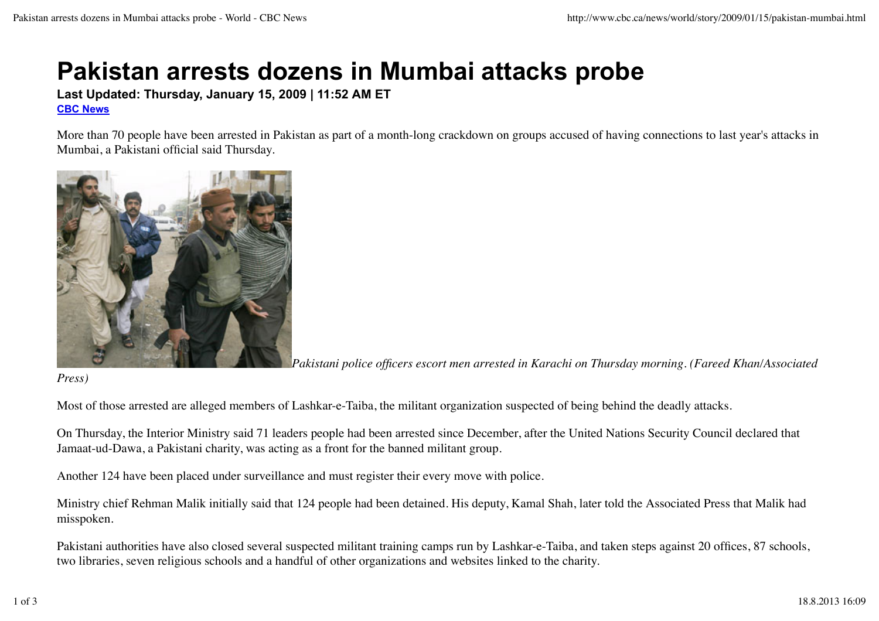# Pakistan arrests dozens in Mumbai attacks probe

**Last Updated: Thursday, January 15, 2009 | 11:52 AM ET**

**CBC News**

More than 70 people have been arrested in Pakistan as part of a month-long crackdown on groups accused of having connections to last year's attacks in Mumbai, a Pakistani official said Thursday.

*Pakistani police officers escort men arrested in Karachi on Thursday morning. (Fareed Khan/Associated Press)*

Most of those arrested are alleged members of Lashkar-e-Taiba, the militant organization suspected of being behind the deadly attacks.

On Thursday, the Interior Ministry said 71 leaders people had been arrested since December, after the United Nations Security Council declared that Jamaat-ud-Dawa, a Pakistani charity, was acting as a front for the banned militant group.

Another 124 have been placed under surveillance and must register their every move with police.

Ministry chief Rehman Malik initially said that 124 people had been detained. His deputy, Kamal Shah, later told the Associated Press that Malik had misspoken.

Pakistani authorities have also closed several suspected militant training camps run by Lashkar-e-Taiba, and taken steps against 20 offices, 87 schools, two libraries, seven religious schools and a handful of other organizations and websites linked to the charity.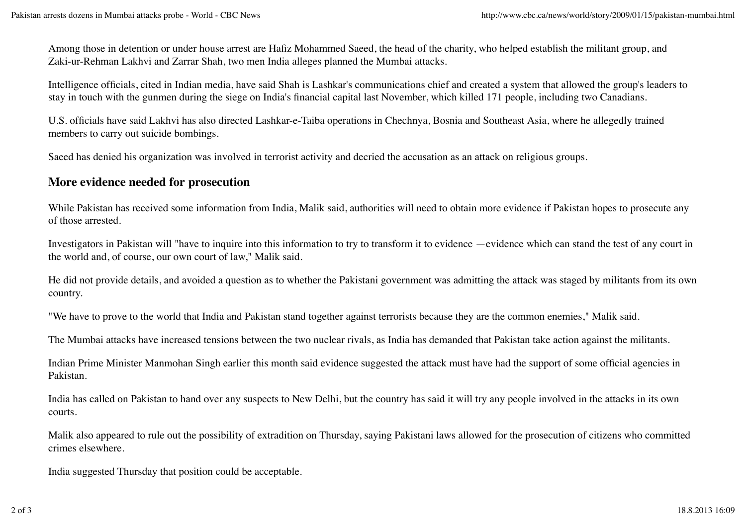Among those in detention or under house arrest are Hafiz Mohammed Saeed, the head of the charity, who helped establish the militant group, and Zaki-ur-Rehman Lakhvi and Zarrar Shah, two men India alleges planned the Mumbai attacks.

Intelligence officials, cited in Indian media, have said Shah is Lashkar's communications chief and created a system that allowed the group's leaders to stay in touch with the gunmen during the siege on India's financial capital last November, which killed 171 people, including two Canadians.

U.S. officials have said Lakhvi has also directed Lashkar-e-Taiba operations in Chechnya, Bosnia and Southeast Asia, where he allegedly trained members to carry out suicide bombings.

Saeed has denied his organization was involved in terrorist activity and decried the accusation as an attack on religious groups.

## More evidence needed for prosecution

While Pakistan has received some information from India, Malik said, authorities will need to obtain more evidence if Pakistan hopes to prosecute any of those arrested.

Investigators in Pakistan will "have to inquire into this information to try to transform it to evidence —evidence which can stand the test of any court in the world and, of course, our own court of law," Malik said.

He did not provide details, and avoided a question as to whether the Pakistani government was admitting the attack was staged by militants from its own country.

"We have to prove to the world that India and Pakistan stand together against terrorists because they are the common enemies," Malik said.

The Mumbai attacks have increased tensions between the two nuclear rivals, as India has demanded that Pakistan take action against the militants.

Indian Prime Minister Manmohan Singh earlier this month said evidence suggested the attack must have had the support of some official agencies in Pakistan.

India has called on Pakistan to hand over any suspects to New Delhi, but the country has said it will try any people involved in the attacks in its own courts.

Malik also appeared to rule out the possibility of extradition on Thursday, saying Pakistani laws allowed for the prosecution of citizens who committed crimes elsewhere.

India suggested Thursday that position could be acceptable.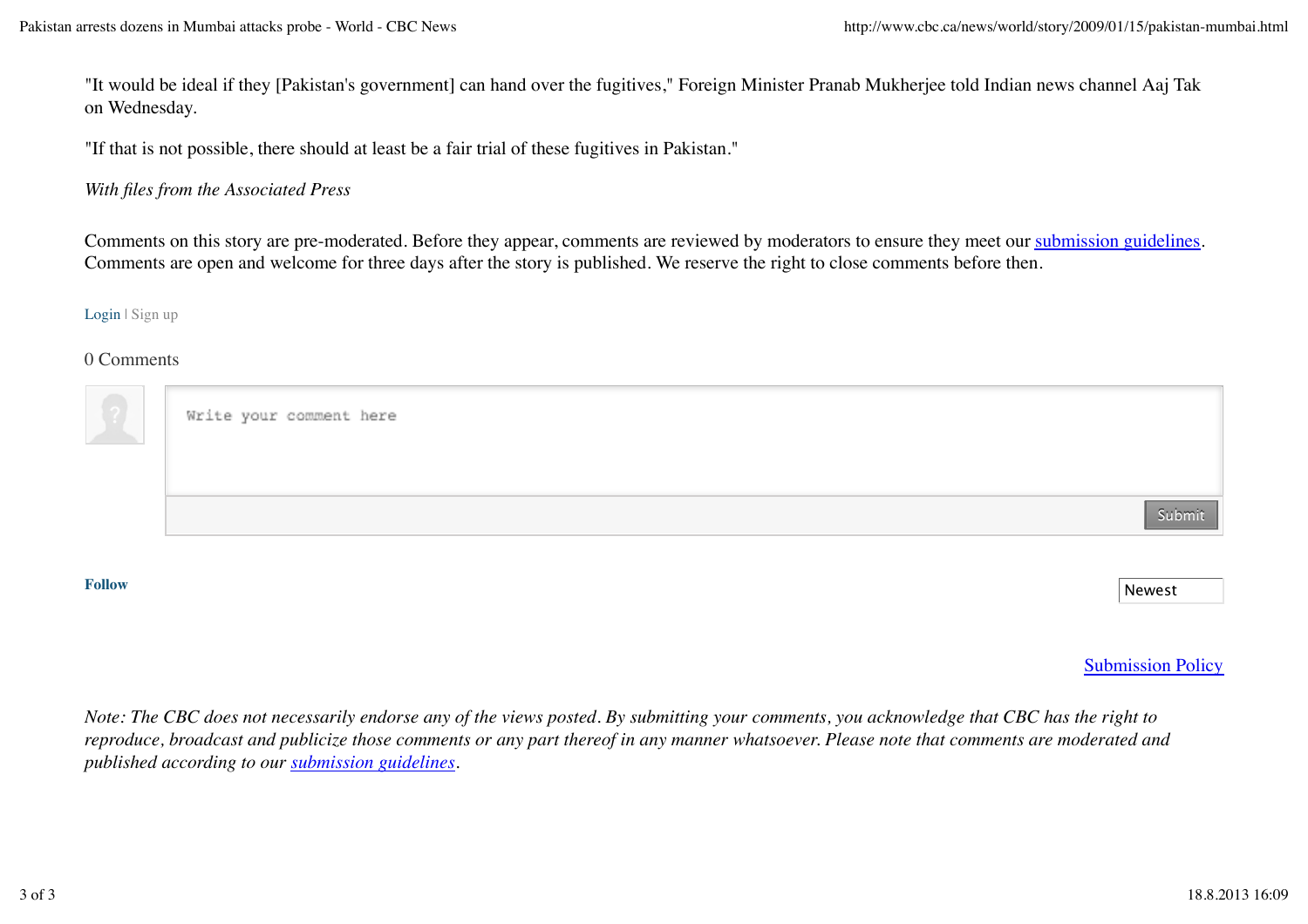"It would be ideal if they [Pakistan's government] can hand over the fugitives," Foreign Minister Pranab Mukherjee told Indian news channel Aaj Tak on Wednesday.

"If that is not possible, there should at least be a fair trial of these fugitives in Pakistan."

*With files from the Associated Press*

Comments on this story are pre-moderated. Before they appear, comments are reviewed by moderators to ensure they meet our submission guidelines. Comments are open and welcome for three days after the story is published. We reserve the right to close comments before then.

Login | Sign up

0 Comments

Write your comment here

Submit

**Follow**

Newest

Submission Policy

*Note: The CBC does not necessarily endorse any of the views posted. By submitting your comments, you acknowledge that CBC has the right to reproduce, broadcast and publicize those comments or any part thereof in any manner whatsoever. Please note that comments are moderated and published according to our submission guidelines.*